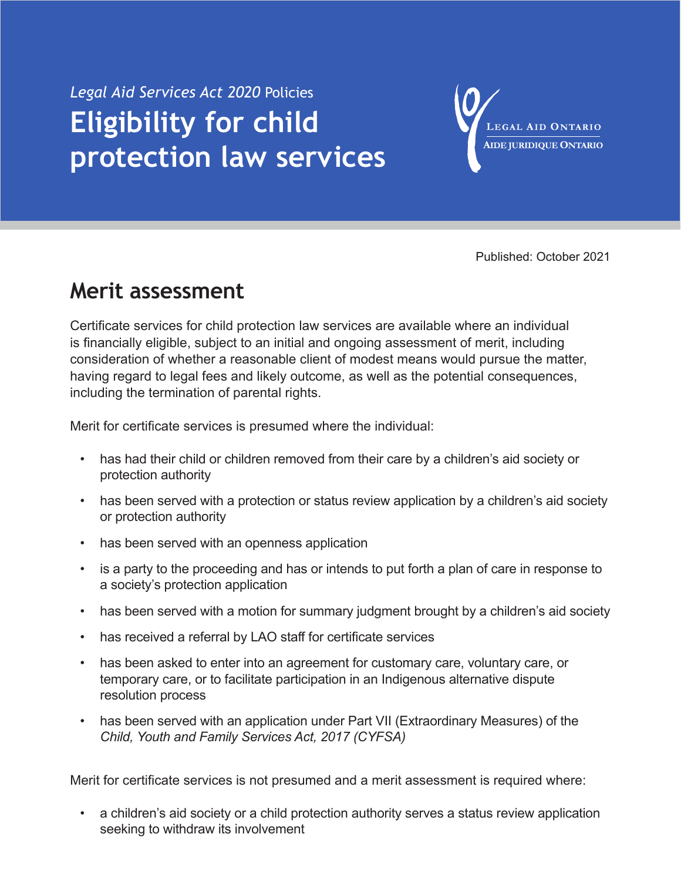*Legal Aid Services Act 2020* Policies

# Eligibility for child protection law services

Legal Aid Ontario
Aide juridique Ontario

Published: October 2021

## Merit assessment

Certificate services for child protection law services are available where an individual is financially eligible, subject to an initial and ongoing assessment of merit, including consideration of whether a reasonable client of modest means would pursue the matter, having regard to legal fees and likely outcome, as well as the potential consequences, including the termination of parental rights.

Merit for certificate services is presumed where the individual:

- has had their child or children removed from their care by a children's aid society or protection authority
- has been served with a protection or status review application by a children's aid society or protection authority
- has been served with an openness application
- is a party to the proceeding and has or intends to put forth a plan of care in response to a society's protection application
- has been served with a motion for summary judgment brought by a children's aid society
- has received a referral by LAO staff for certificate services
- has been asked to enter into an agreement for customary care, voluntary care, or temporary care, or to facilitate participation in an Indigenous alternative dispute resolution process
- has been served with an application under Part VII (Extraordinary Measures) of the *Child, Youth and Family Services Act, 2017 (CYFSA)*

Merit for certificate services is not presumed and a merit assessment is required where:

- a children's aid society or a child protection authority serves a status review application seeking to withdraw its involvement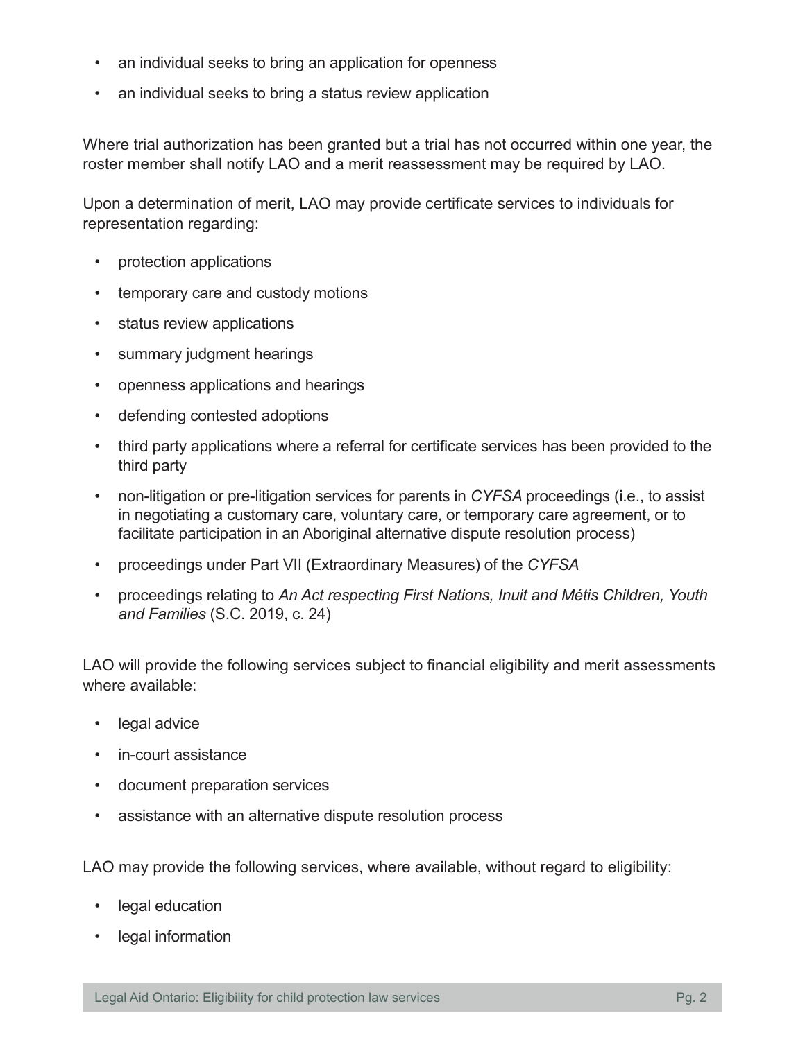- an individual seeks to bring an application for openness
- an individual seeks to bring a status review application

Where trial authorization has been granted but a trial has not occurred within one year, the roster member shall notify LAO and a merit reassessment may be required by LAO.

Upon a determination of merit, LAO may provide certificate services to individuals for representation regarding:

- protection applications
- temporary care and custody motions
- status review applications
- summary judgment hearings
- openness applications and hearings
- defending contested adoptions
- third party applications where a referral for certificate services has been provided to the third party
- non-litigation or pre-litigation services for parents in *CYFSA* proceedings (i.e., to assist in negotiating a customary care, voluntary care, or temporary care agreement, or to facilitate participation in an Aboriginal alternative dispute resolution process)
- proceedings under Part VII (Extraordinary Measures) of the *CYFSA*
- proceedings relating to *An Act respecting First Nations, Inuit and Métis Children, Youth and Families* (S.C. 2019, c. 24)

LAO will provide the following services subject to financial eligibility and merit assessments where available:

- legal advice
- in-court assistance
- document preparation services
- assistance with an alternative dispute resolution process

LAO may provide the following services, where available, without regard to eligibility:

- legal education
- legal information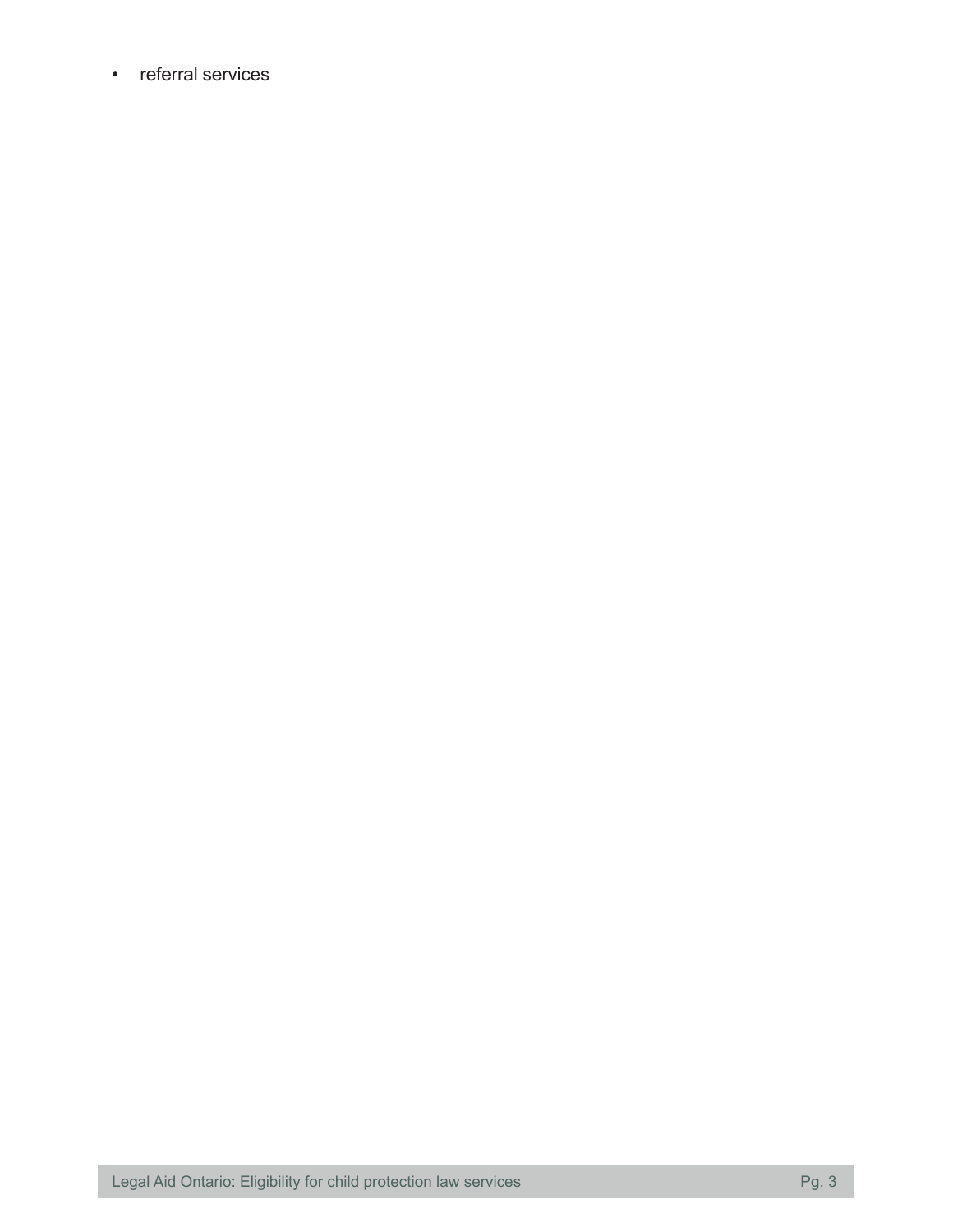- referral services